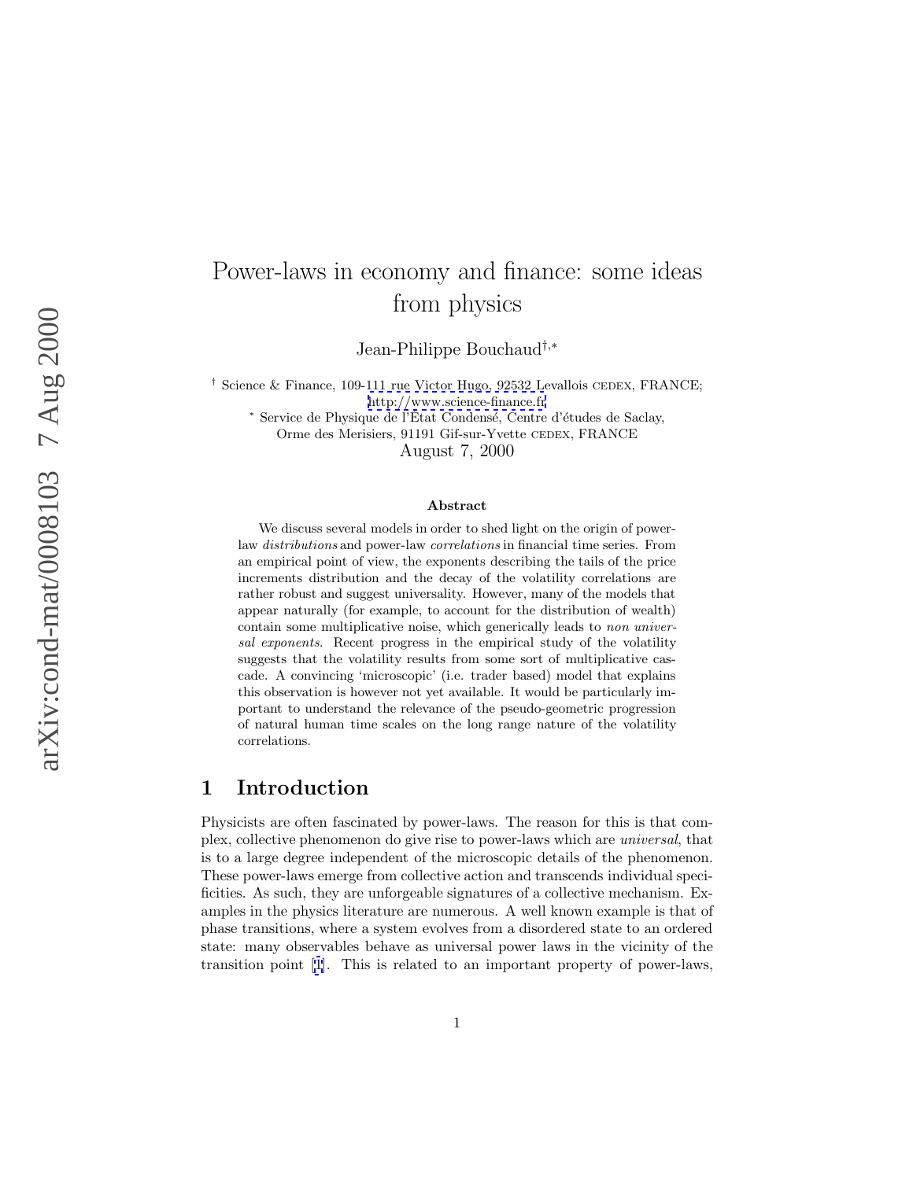# Power-laws in economy and finance: some ideas from physics

Jean-Philippe Bouchaud[†,*]

[†] Science & Finance, 109-111 rue Victor Hugo, 92532 Levallois CEDEX, FRANCE; http://www.science-finance.fr

[*] Service de Physique de l'État Condensé, Centre d'études de Saclay, Orme des Merisiers, 91191 Gif-sur-Yvette CEDEX, FRANCE

August 7, 2000

### Abstract

We discuss several models in order to shed light on the origin of power-law *distributions* and power-law *correlations* in financial time series. From an empirical point of view, the exponents describing the tails of the price increments distribution and the decay of the volatility correlations are rather robust and suggest universality. However, many of the models that appear naturally (for example, to account for the distribution of wealth) contain some multiplicative noise, which generically leads to *non universal exponents*. Recent progress in the empirical study of the volatility suggests that the volatility results from some sort of multiplicative cascade. A convincing 'microscopic' (i.e. trader based) model that explains this observation is however not yet available. It would be particularly important to understand the relevance of the pseudo-geometric progression of natural human time scales on the long range nature of the volatility correlations.

## 1 Introduction

Physicists are often fascinated by power-laws. The reason for this is that complex, collective phenomenon do give rise to power-laws which are *universal*, that is to a large degree independent of the microscopic details of the phenomenon. These power-laws emerge from collective action and transcends individual specificities. As such, they are unforgeable signatures of a collective mechanism. Examples in the physics literature are numerous. A well known example is that of phase transitions, where a system evolves from a disordered state to an ordered state: many observables behave as universal power laws in the vicinity of the transition point [1]. This is related to an important property of power-laws,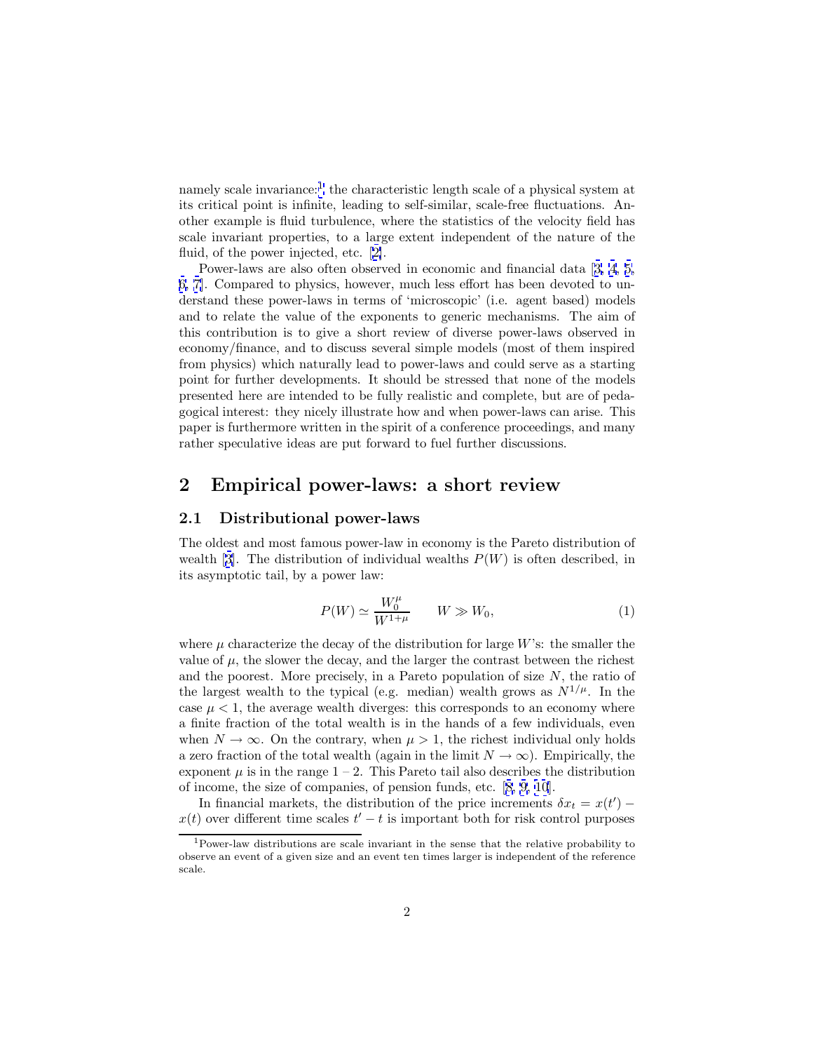namely scale invariance:[1] the characteristic length scale of a physical system at its critical point is infinite, leading to self-similar, scale-free fluctuations. Another example is fluid turbulence, where the statistics of the velocity field has scale invariant properties, to a large extent independent of the nature of the fluid, of the power injected, etc. [2].

Power-laws are also often observed in economic and financial data [3, 4, 5, 6, 7]. Compared to physics, however, much less effort has been devoted to understand these power-laws in terms of 'microscopic' (i.e. agent based) models and to relate the value of the exponents to generic mechanisms. The aim of this contribution is to give a short review of diverse power-laws observed in economy/finance, and to discuss several simple models (most of them inspired from physics) which naturally lead to power-laws and could serve as a starting point for further developments. It should be stressed that none of the models presented here are intended to be fully realistic and complete, but are of pedagogical interest: they nicely illustrate how and when power-laws can arise. This paper is furthermore written in the spirit of a conference proceedings, and many rather speculative ideas are put forward to fuel further discussions.

## 2 Empirical power-laws: a short review

### 2.1 Distributional power-laws

The oldest and most famous power-law in economy is the Pareto distribution of wealth [3]. The distribution of individual wealths $P(W)$ is often described, in its asymptotic tail, by a power law:

$$P(W) \simeq \frac{W_0^{\mu}}{W^{1+\mu}} \qquad W \gg W_0, \tag{1}$$

where $\mu$ characterize the decay of the distribution for large $W$'s: the smaller the value of $\mu$, the slower the decay, and the larger the contrast between the richest and the poorest. More precisely, in a Pareto population of size $N$, the ratio of the largest wealth to the typical (e.g. median) wealth grows as $N^{1/\mu}$. In the case $\mu < 1$, the average wealth diverges: this corresponds to an economy where a finite fraction of the total wealth is in the hands of a few individuals, even when $N \to \infty$. On the contrary, when $\mu > 1$, the richest individual only holds a zero fraction of the total wealth (again in the limit $N \to \infty$). Empirically, the exponent $\mu$ is in the range $1 - 2$. This Pareto tail also describes the distribution of income, the size of companies, of pension funds, etc. [8, 9, 10].

In financial markets, the distribution of the price increments $\delta x_t = x(t') - x(t)$ over different time scales $t' - t$ is important both for risk control purposes

[1] Power-law distributions are scale invariant in the sense that the relative probability to observe an event of a given size and an event ten times larger is independent of the reference scale.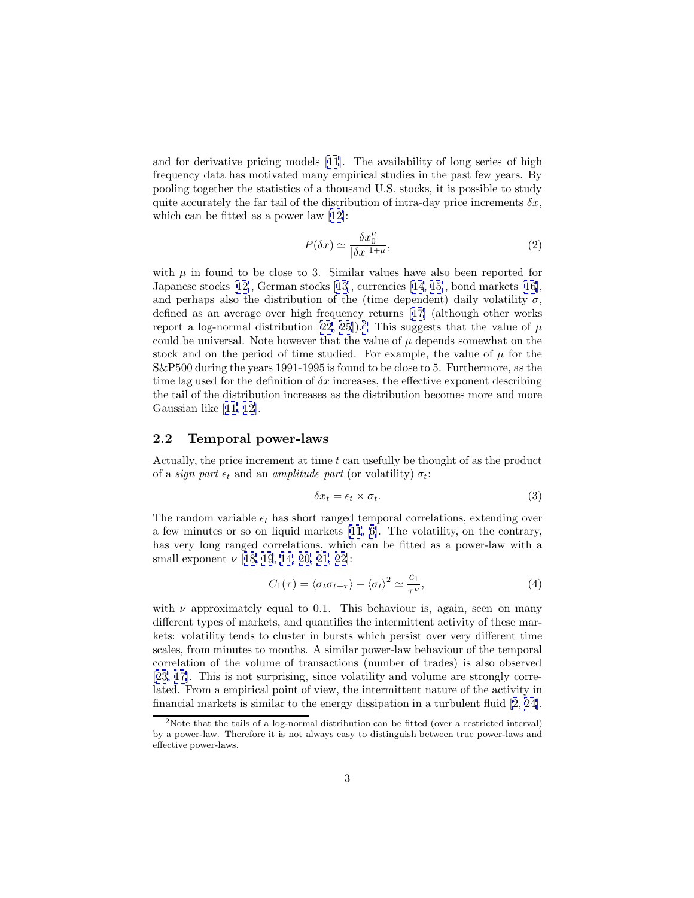and for derivative pricing models [11]. The availability of long series of high frequency data has motivated many empirical studies in the past few years. By pooling together the statistics of a thousand U.S. stocks, it is possible to study quite accurately the far tail of the distribution of intra-day price increments $\delta x$, which can be fitted as a power law [12]:

$$P(\delta x) \simeq \frac{\delta x_0^{\mu}}{|\delta x|^{1+\mu}}, \tag{2}$$

with $\mu$ in found to be close to 3. Similar values have also been reported for Japanese stocks [12], German stocks [13], currencies [14, 15], bond markets [16], and perhaps also the distribution of the (time dependent) daily volatility $\sigma$, defined as an average over high frequency returns [17] (although other works report a log-normal distribution [22, 25]).[2] This suggests that the value of $\mu$ could be universal. Note however that the value of $\mu$ depends somewhat on the stock and on the period of time studied. For example, the value of $\mu$ for the S&P500 during the years 1991-1995 is found to be close to 5. Furthermore, as the time lag used for the definition of $\delta x$ increases, the effective exponent describing the tail of the distribution increases as the distribution becomes more and more Gaussian like [11, 12].

## 2.2 Temporal power-laws

Actually, the price increment at time $t$ can usefully be thought of as the product of a *sign part* $\epsilon_t$ and an *amplitude part* (or volatility) $\sigma_t$:

$$\delta x_t = \epsilon_t \times \sigma_t. \tag{3}$$

The random variable $\epsilon_t$ has short ranged temporal correlations, extending over a few minutes or so on liquid markets [11, 6]. The volatility, on the contrary, has very long ranged correlations, which can be fitted as a power-law with a small exponent $\nu$ [18, 19, 14, 20, 21, 22]:

$$C_1(\tau) = \langle \sigma_t \sigma_{t+\tau} \rangle - \langle \sigma_t \rangle^2 \simeq \frac{c_1}{\tau^{\nu}}, \tag{4}$$

with $\nu$ approximately equal to 0.1. This behaviour is, again, seen on many different types of markets, and quantifies the intermittent activity of these markets: volatility tends to cluster in bursts which persist over very different time scales, from minutes to months. A similar power-law behaviour of the temporal correlation of the volume of transactions (number of trades) is also observed [23, 17]. This is not surprising, since volatility and volume are strongly correlated. From a empirical point of view, the intermittent nature of the activity in financial markets is similar to the energy dissipation in a turbulent fluid [2, 24].

[2] Note that the tails of a log-normal distribution can be fitted (over a restricted interval) by a power-law. Therefore it is not always easy to distinguish between true power-laws and effective power-laws.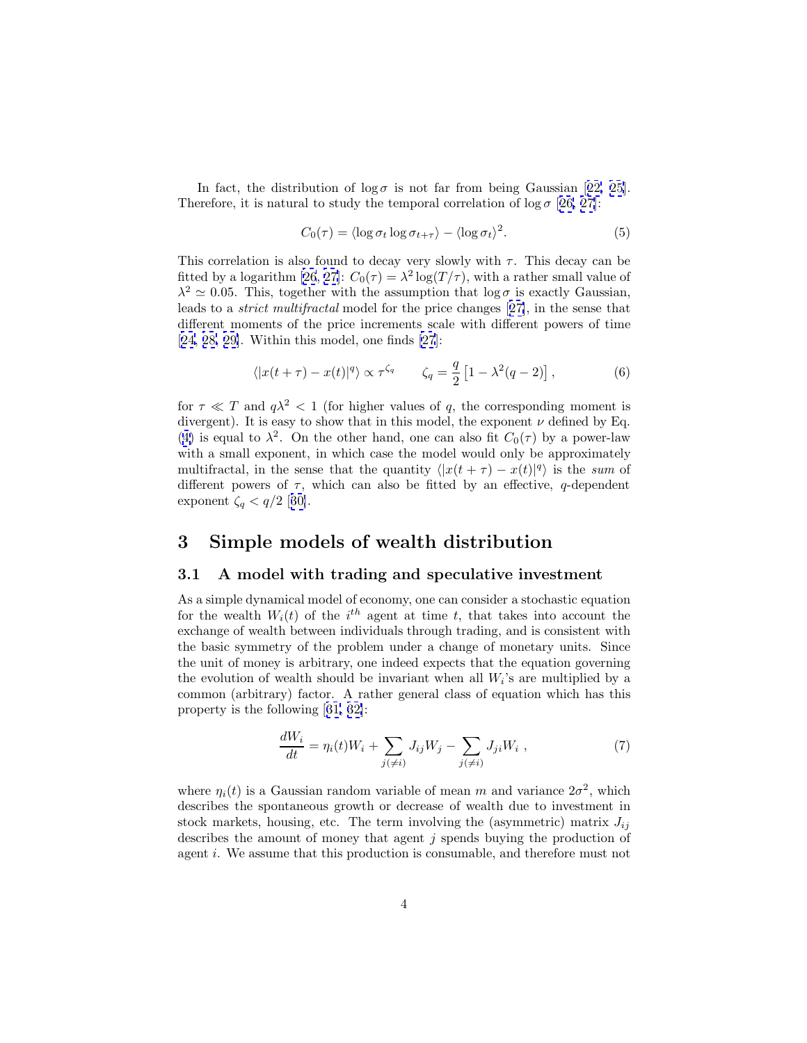In fact, the distribution of $\log \sigma$ is not far from being Gaussian [22, 25]. Therefore, it is natural to study the temporal correlation of $\log \sigma$ [26, 27]:

$$C_0(\tau) = \langle \log \sigma_t \log \sigma_{t+\tau} \rangle - \langle \log \sigma_t \rangle^2. \tag{5}$$

This correlation is also found to decay very slowly with $\tau$. This decay can be fitted by a logarithm [26, 27]: $C_0(\tau) = \lambda^2 \log(T/\tau)$, with a rather small value of $\lambda^2 \simeq 0.05$. This, together with the assumption that $\log \sigma$ is exactly Gaussian, leads to a *strict multifractal* model for the price changes [27], in the sense that different moments of the price increments scale with different powers of time [24, 28, 29]. Within this model, one finds [27]:

$$\langle |x(t+\tau) - x(t)|^q \rangle \propto \tau^{\zeta_q} \qquad \zeta_q = \frac{q}{2}\left[1 - \lambda^2(q-2)\right], \tag{6}$$

for $\tau \ll T$ and $q\lambda^2 < 1$ (for higher values of $q$, the corresponding moment is divergent). It is easy to show that in this model, the exponent $\nu$ defined by Eq. (4) is equal to $\lambda^2$. On the other hand, one can also fit $C_0(\tau)$ by a power-law with a small exponent, in which case the model would only be approximately multifractal, in the sense that the quantity $\langle |x(t+\tau) - x(t)|^q \rangle$ is the *sum* of different powers of $\tau$, which can also be fitted by an effective, $q$-dependent exponent $\zeta_q < q/2$ [30].

# 3 Simple models of wealth distribution

## 3.1 A model with trading and speculative investment

As a simple dynamical model of economy, one can consider a stochastic equation for the wealth $W_i(t)$ of the $i^{th}$ agent at time $t$, that takes into account the exchange of wealth between individuals through trading, and is consistent with the basic symmetry of the problem under a change of monetary units. Since the unit of money is arbitrary, one indeed expects that the equation governing the evolution of wealth should be invariant when all $W_i$'s are multiplied by a common (arbitrary) factor. A rather general class of equation which has this property is the following [31, 32]:

$$\frac{dW_i}{dt} = \eta_i(t) W_i + \sum_{j(\neq i)} J_{ij} W_j - \sum_{j(\neq i)} J_{ji} W_i \ , \tag{7}$$

where $\eta_i(t)$ is a Gaussian random variable of mean $m$ and variance $2\sigma^2$, which describes the spontaneous growth or decrease of wealth due to investment in stock markets, housing, etc. The term involving the (asymmetric) matrix $J_{ij}$ describes the amount of money that agent $j$ spends buying the production of agent $i$. We assume that this production is consumable, and therefore must not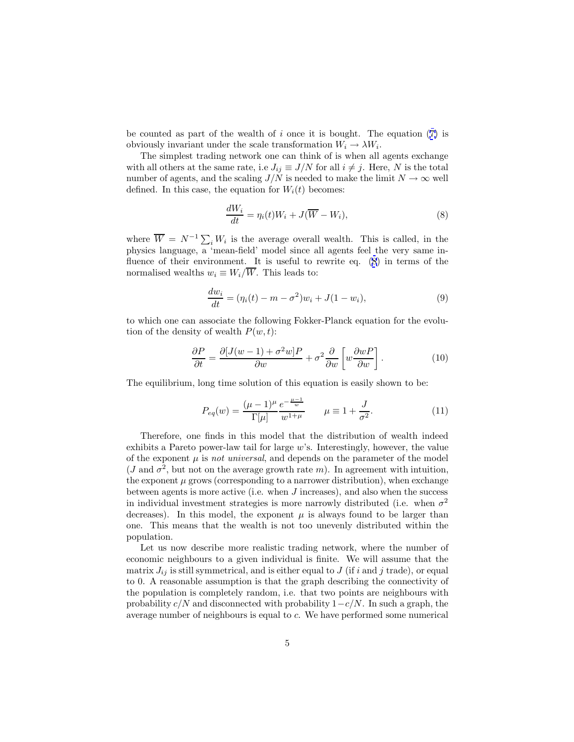be counted as part of the wealth of $i$ once it is bought. The equation (7) is obviously invariant under the scale transformation $W_i \to \lambda W_i$.

The simplest trading network one can think of is when all agents exchange with all others at the same rate, i.e $J_{ij} \equiv J/N$ for all $i \neq j$. Here, $N$ is the total number of agents, and the scaling $J/N$ is needed to make the limit $N \to \infty$ well defined. In this case, the equation for $W_i(t)$ becomes:

$$\frac{dW_i}{dt} = \eta_i(t) W_i + J(\overline{W} - W_i), \tag{8}$$

where $\overline{W} = N^{-1} \sum_i W_i$ is the average overall wealth. This is called, in the physics language, a 'mean-field' model since all agents feel the very same influence of their environment. It is useful to rewrite eq. (8) in terms of the normalised wealths $w_i \equiv W_i/\overline{W}$. This leads to:

$$\frac{dw_i}{dt} = (\eta_i(t) - m - \sigma^2) w_i + J(1 - w_i), \tag{9}$$

to which one can associate the following Fokker-Planck equation for the evolution of the density of wealth $P(w,t)$:

$$\frac{\partial P}{\partial t} = \frac{\partial [J(w-1) + \sigma^2 w] P}{\partial w} + \sigma^2 \frac{\partial}{\partial w} \left[ w \frac{\partial w P}{\partial w} \right]. \tag{10}$$

The equilibrium, long time solution of this equation is easily shown to be:

$$P_{eq}(w) = \frac{(\mu - 1)^\mu}{\Gamma[\mu]} \frac{e^{-\frac{\mu - 1}{w}}}{w^{1+\mu}} \qquad \mu \equiv 1 + \frac{J}{\sigma^2}. \tag{11}$$

Therefore, one finds in this model that the distribution of wealth indeed exhibits a Pareto power-law tail for large $w$'s. Interestingly, however, the value of the exponent $\mu$ is *not universal*, and depends on the parameter of the model ($J$ and $\sigma^2$, but not on the average growth rate $m$). In agreement with intuition, the exponent $\mu$ grows (corresponding to a narrower distribution), when exchange between agents is more active (i.e. when $J$ increases), and also when the success in individual investment strategies is more narrowly distributed (i.e. when $\sigma^2$ decreases). In this model, the exponent $\mu$ is always found to be larger than one. This means that the wealth is not too unevenly distributed within the population.

Let us now describe more realistic trading network, where the number of economic neighbours to a given individual is finite. We will assume that the matrix $J_{ij}$ is still symmetrical, and is either equal to $J$ (if $i$ and $j$ trade), or equal to 0. A reasonable assumption is that the graph describing the connectivity of the population is completely random, i.e. that two points are neighbours with probability $c/N$ and disconnected with probability $1 - c/N$. In such a graph, the average number of neighbours is equal to $c$. We have performed some numerical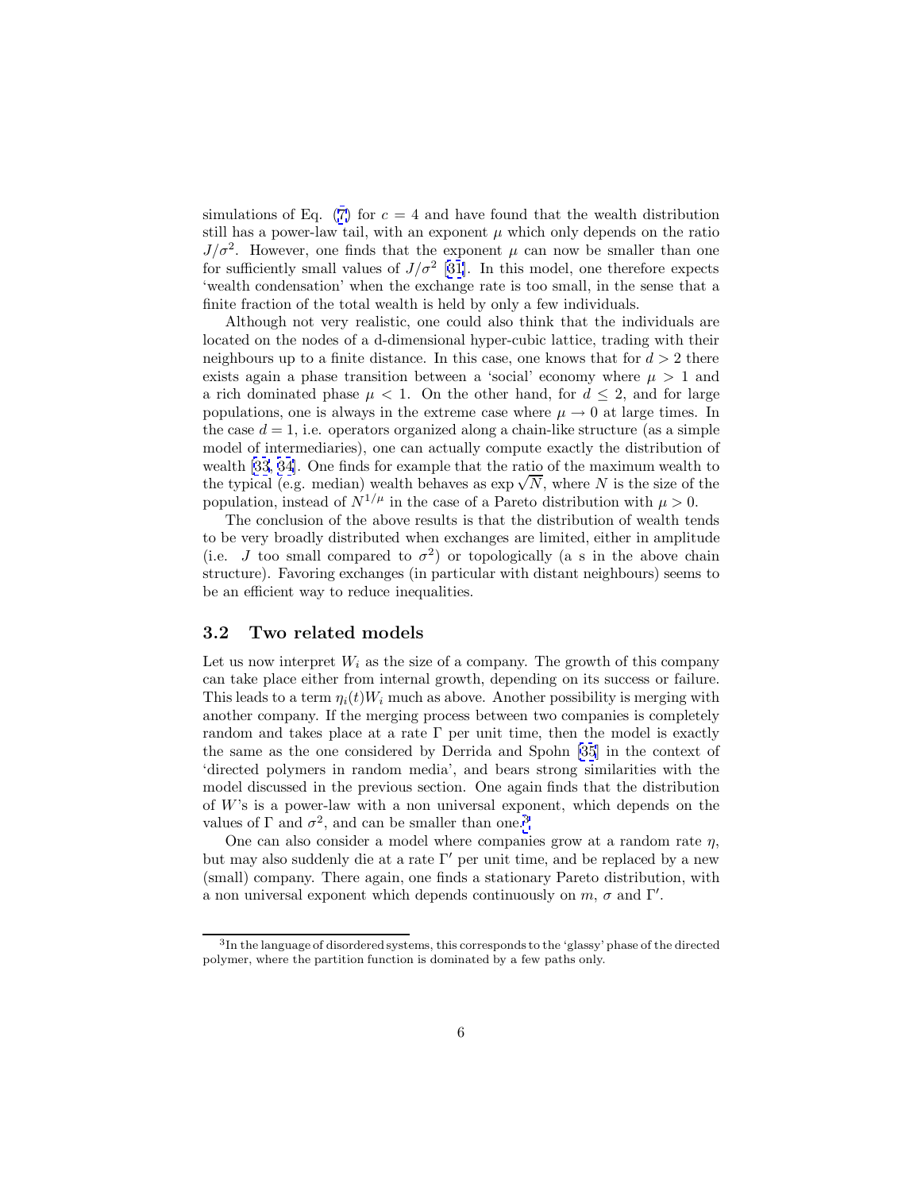simulations of Eq. (7) for $c = 4$ and have found that the wealth distribution still has a power-law tail, with an exponent $\mu$ which only depends on the ratio $J/\sigma^2$. However, one finds that the exponent $\mu$ can now be smaller than one for sufficiently small values of $J/\sigma^2$ [31]. In this model, one therefore expects 'wealth condensation' when the exchange rate is too small, in the sense that a finite fraction of the total wealth is held by only a few individuals.

Although not very realistic, one could also think that the individuals are located on the nodes of a d-dimensional hyper-cubic lattice, trading with their neighbours up to a finite distance. In this case, one knows that for $d > 2$ there exists again a phase transition between a 'social' economy where $\mu > 1$ and a rich dominated phase $\mu < 1$. On the other hand, for $d \leq 2$, and for large populations, one is always in the extreme case where $\mu \to 0$ at large times. In the case $d = 1$, i.e. operators organized along a chain-like structure (as a simple model of intermediaries), one can actually compute exactly the distribution of wealth [33, 34]. One finds for example that the ratio of the maximum wealth to the typical (e.g. median) wealth behaves as $\exp \sqrt{N}$, where $N$ is the size of the population, instead of $N^{1/\mu}$ in the case of a Pareto distribution with $\mu > 0$.

The conclusion of the above results is that the distribution of wealth tends to be very broadly distributed when exchanges are limited, either in amplitude (i.e. $J$ too small compared to $\sigma^2$) or topologically (a s in the above chain structure). Favoring exchanges (in particular with distant neighbours) seems to be an efficient way to reduce inequalities.

### 3.2 Two related models

Let us now interpret $W_i$ as the size of a company. The growth of this company can take place either from internal growth, depending on its success or failure. This leads to a term $\eta_i(t)W_i$ much as above. Another possibility is merging with another company. If the merging process between two companies is completely random and takes place at a rate $\Gamma$ per unit time, then the model is exactly the same as the one considered by Derrida and Spohn [35] in the context of 'directed polymers in random media', and bears strong similarities with the model discussed in the previous section. One again finds that the distribution of $W$'s is a power-law with a non universal exponent, which depends on the values of $\Gamma$ and $\sigma^2$, and can be smaller than one.[3]

One can also consider a model where companies grow at a random rate $\eta$, but may also suddenly die at a rate $\Gamma'$ per unit time, and be replaced by a new (small) company. There again, one finds a stationary Pareto distribution, with a non universal exponent which depends continuously on $m$, $\sigma$ and $\Gamma'$.

[3] In the language of disordered systems, this corresponds to the 'glassy' phase of the directed polymer, where the partition function is dominated by a few paths only.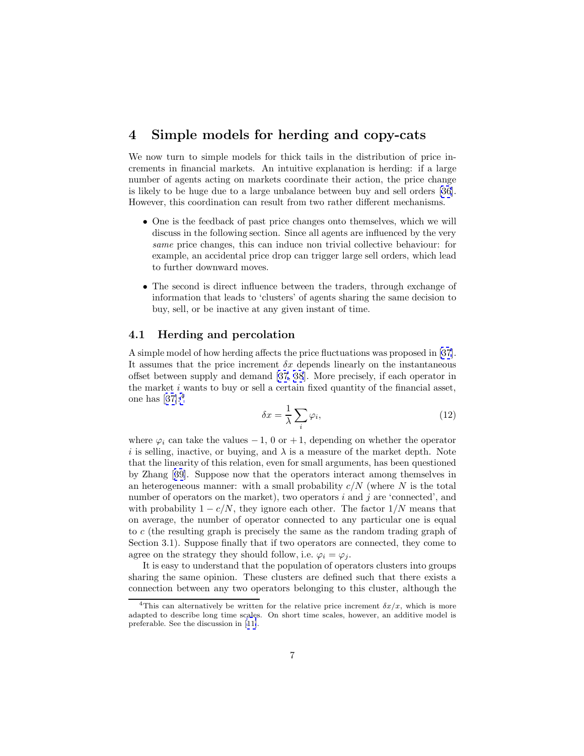# 4 Simple models for herding and copy-cats

We now turn to simple models for thick tails in the distribution of price increments in financial markets. An intuitive explanation is herding: if a large number of agents acting on markets coordinate their action, the price change is likely to be huge due to a large unbalance between buy and sell orders [36]. However, this coordination can result from two rather different mechanisms.

- One is the feedback of past price changes onto themselves, which we will discuss in the following section. Since all agents are influenced by the very *same* price changes, this can induce non trivial collective behaviour: for example, an accidental price drop can trigger large sell orders, which lead to further downward moves.
- The second is direct influence between the traders, through exchange of information that leads to 'clusters' of agents sharing the same decision to buy, sell, or be inactive at any given instant of time.

## 4.1 Herding and percolation

A simple model of how herding affects the price fluctuations was proposed in [37]. It assumes that the price increment $\delta x$ depends linearly on the instantaneous offset between supply and demand [37, 38]. More precisely, if each operator in the market $i$ wants to buy or sell a certain fixed quantity of the financial asset, one has [37]:[4]

$$\delta x = \frac{1}{\lambda} \sum_i \varphi_i, \tag{12}$$

where $\varphi_i$ can take the values $-1$, 0 or $+1$, depending on whether the operator $i$ is selling, inactive, or buying, and $\lambda$ is a measure of the market depth. Note that the linearity of this relation, even for small arguments, has been questioned by Zhang [39]. Suppose now that the operators interact among themselves in an heterogeneous manner: with a small probability $c/N$ (where $N$ is the total number of operators on the market), two operators $i$ and $j$ are 'connected', and with probability $1 - c/N$, they ignore each other. The factor $1/N$ means that on average, the number of operator connected to any particular one is equal to $c$ (the resulting graph is precisely the same as the random trading graph of Section 3.1). Suppose finally that if two operators are connected, they come to agree on the strategy they should follow, i.e. $\varphi_i = \varphi_j$.

It is easy to understand that the population of operators clusters into groups sharing the same opinion. These clusters are defined such that there exists a connection between any two operators belonging to this cluster, although the

[4] This can alternatively be written for the relative price increment $\delta x/x$, which is more adapted to describe long time scales. On short time scales, however, an additive model is preferable. See the discussion in [11].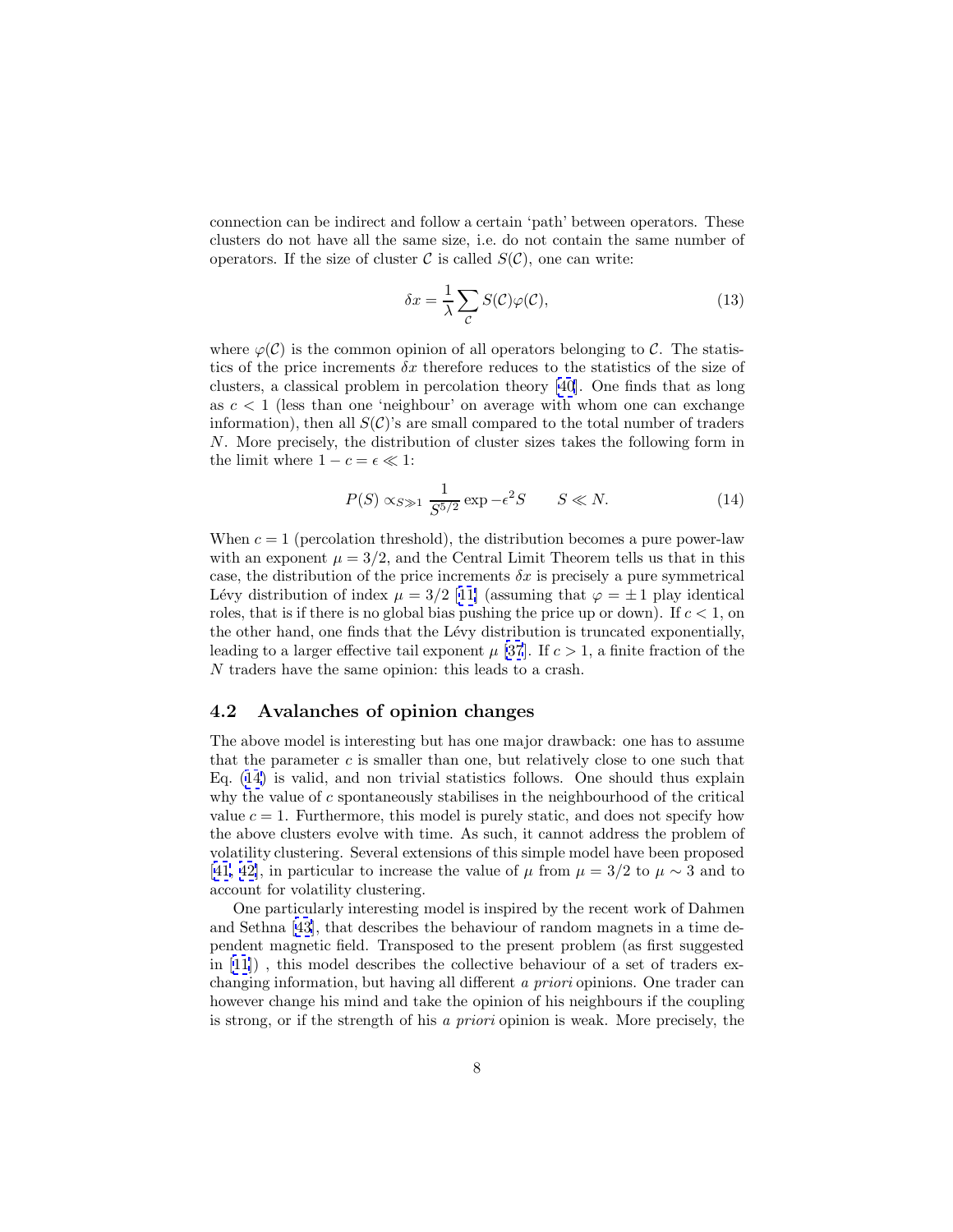connection can be indirect and follow a certain 'path' between operators. These clusters do not have all the same size, i.e. do not contain the same number of operators. If the size of cluster $\mathcal{C}$ is called $S(\mathcal{C})$, one can write:

$$\delta x = \frac{1}{\lambda} \sum_{\mathcal{C}} S(\mathcal{C}) \varphi(\mathcal{C}), \tag{13}$$

where $\varphi(\mathcal{C})$ is the common opinion of all operators belonging to $\mathcal{C}$. The statistics of the price increments $\delta x$ therefore reduces to the statistics of the size of clusters, a classical problem in percolation theory [40]. One finds that as long as $c < 1$ (less than one 'neighbour' on average with whom one can exchange information), then all $S(\mathcal{C})$'s are small compared to the total number of traders $N$. More precisely, the distribution of cluster sizes takes the following form in the limit where $1 - c = \epsilon \ll 1$:

$$P(S) \propto_{S \gg 1} \frac{1}{S^{5/2}} \exp -\epsilon^2 S \qquad S \ll N. \tag{14}$$

When $c = 1$ (percolation threshold), the distribution becomes a pure power-law with an exponent $\mu = 3/2$, and the Central Limit Theorem tells us that in this case, the distribution of the price increments $\delta x$ is precisely a pure symmetrical Lévy distribution of index $\mu = 3/2$ [11] (assuming that $\varphi = \pm 1$ play identical roles, that is if there is no global bias pushing the price up or down). If $c < 1$, on the other hand, one finds that the Lévy distribution is truncated exponentially, leading to a larger effective tail exponent $\mu$ [37]. If $c > 1$, a finite fraction of the $N$ traders have the same opinion: this leads to a crash.

## 4.2 Avalanches of opinion changes

The above model is interesting but has one major drawback: one has to assume that the parameter $c$ is smaller than one, but relatively close to one such that Eq. (14) is valid, and non trivial statistics follows. One should thus explain why the value of $c$ spontaneously stabilises in the neighbourhood of the critical value $c = 1$. Furthermore, this model is purely static, and does not specify how the above clusters evolve with time. As such, it cannot address the problem of volatility clustering. Several extensions of this simple model have been proposed [41, 42], in particular to increase the value of $\mu$ from $\mu = 3/2$ to $\mu \sim 3$ and to account for volatility clustering.

One particularly interesting model is inspired by the recent work of Dahmen and Sethna [43], that describes the behaviour of random magnets in a time dependent magnetic field. Transposed to the present problem (as first suggested in [11]) , this model describes the collective behaviour of a set of traders exchanging information, but having all different *a priori* opinions. One trader can however change his mind and take the opinion of his neighbours if the coupling is strong, or if the strength of his *a priori* opinion is weak. More precisely, the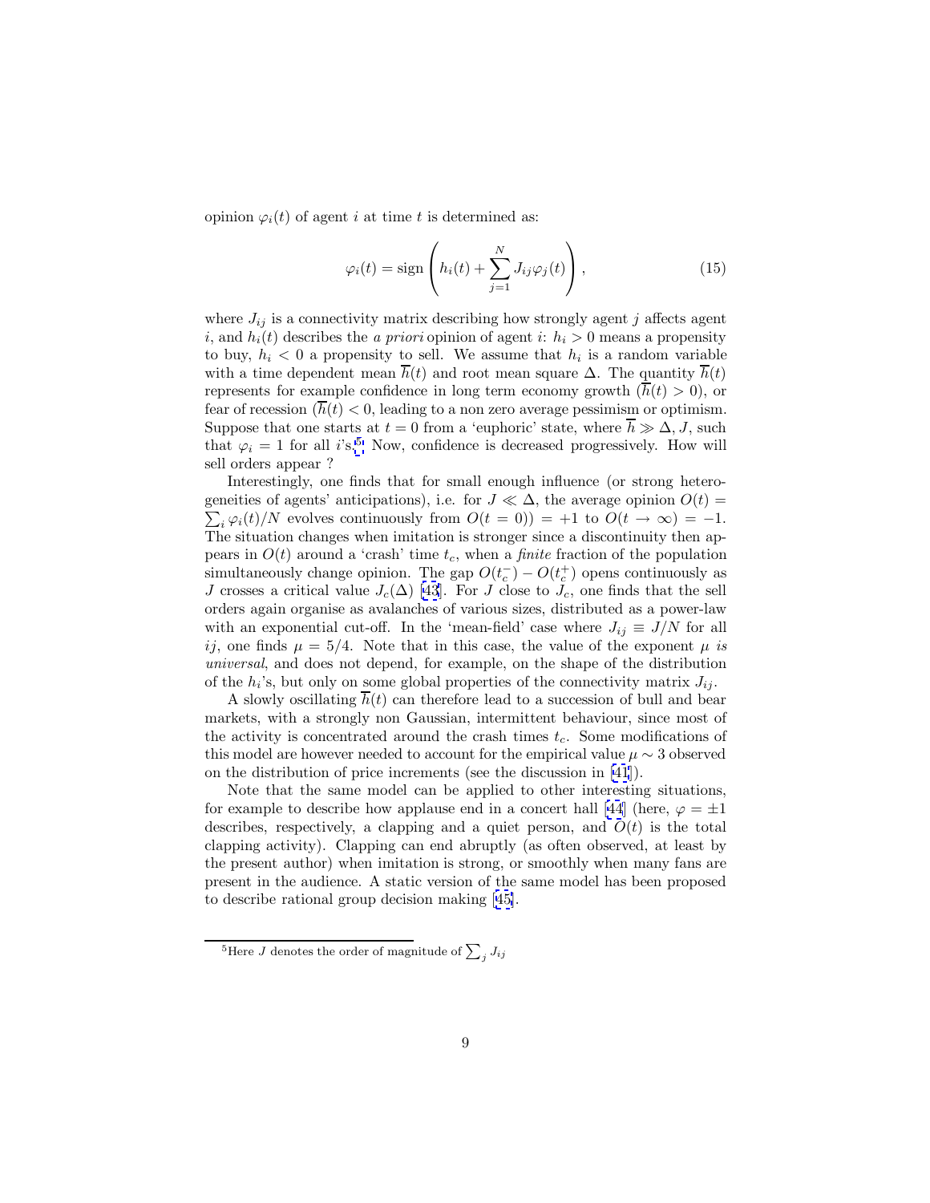opinion $\varphi_i(t)$ of agent $i$ at time $t$ is determined as:

$$\varphi_i(t) = \text{sign}\left(h_i(t) + \sum_{j=1}^{N} J_{ij}\varphi_j(t)\right), \tag{15}$$

where $J_{ij}$ is a connectivity matrix describing how strongly agent $j$ affects agent $i$, and $h_i(t)$ describes the *a priori* opinion of agent $i$: $h_i > 0$ means a propensity to buy, $h_i < 0$ a propensity to sell. We assume that $h_i$ is a random variable with a time dependent mean $\overline{h}(t)$ and root mean square $\Delta$. The quantity $\overline{h}(t)$ represents for example confidence in long term economy growth ($\overline{h}(t) > 0$), or fear of recession ($\overline{h}(t) < 0$, leading to a non zero average pessimism or optimism. Suppose that one starts at $t = 0$ from a 'euphoric' state, where $\overline{h} \gg \Delta, J$, such that $\varphi_i = 1$ for all $i$'s.[5] Now, confidence is decreased progressively. How will sell orders appear ?

Interestingly, one finds that for small enough influence (or strong heterogeneities of agents' anticipations), i.e. for $J \ll \Delta$, the average opinion $O(t) = \sum_i \varphi_i(t)/N$ evolves continuously from $O(t = 0)) = +1$ to $O(t \to \infty) = -1$. The situation changes when imitation is stronger since a discontinuity then appears in $O(t)$ around a 'crash' time $t_c$, when a *finite* fraction of the population simultaneously change opinion. The gap $O(t_c^-) - O(t_c^+)$ opens continuously as $J$ crosses a critical value $J_c(\Delta)$ [43]. For $J$ close to $J_c$, one finds that the sell orders again organise as avalanches of various sizes, distributed as a power-law with an exponential cut-off. In the 'mean-field' case where $J_{ij} \equiv J/N$ for all $ij$, one finds $\mu = 5/4$. Note that in this case, the value of the exponent $\mu$ *is universal*, and does not depend, for example, on the shape of the distribution of the $h_i$'s, but only on some global properties of the connectivity matrix $J_{ij}$.

A slowly oscillating $\overline{h}(t)$ can therefore lead to a succession of bull and bear markets, with a strongly non Gaussian, intermittent behaviour, since most of the activity is concentrated around the crash times $t_c$. Some modifications of this model are however needed to account for the empirical value $\mu \sim 3$ observed on the distribution of price increments (see the discussion in [41]).

Note that the same model can be applied to other interesting situations, for example to describe how applause end in a concert hall [44] (here, $\varphi = \pm 1$ describes, respectively, a clapping and a quiet person, and $O(t)$ is the total clapping activity). Clapping can end abruptly (as often observed, at least by the present author) when imitation is strong, or smoothly when many fans are present in the audience. A static version of the same model has been proposed to describe rational group decision making [45].

[5] Here $J$ denotes the order of magnitude of $\sum_j J_{ij}$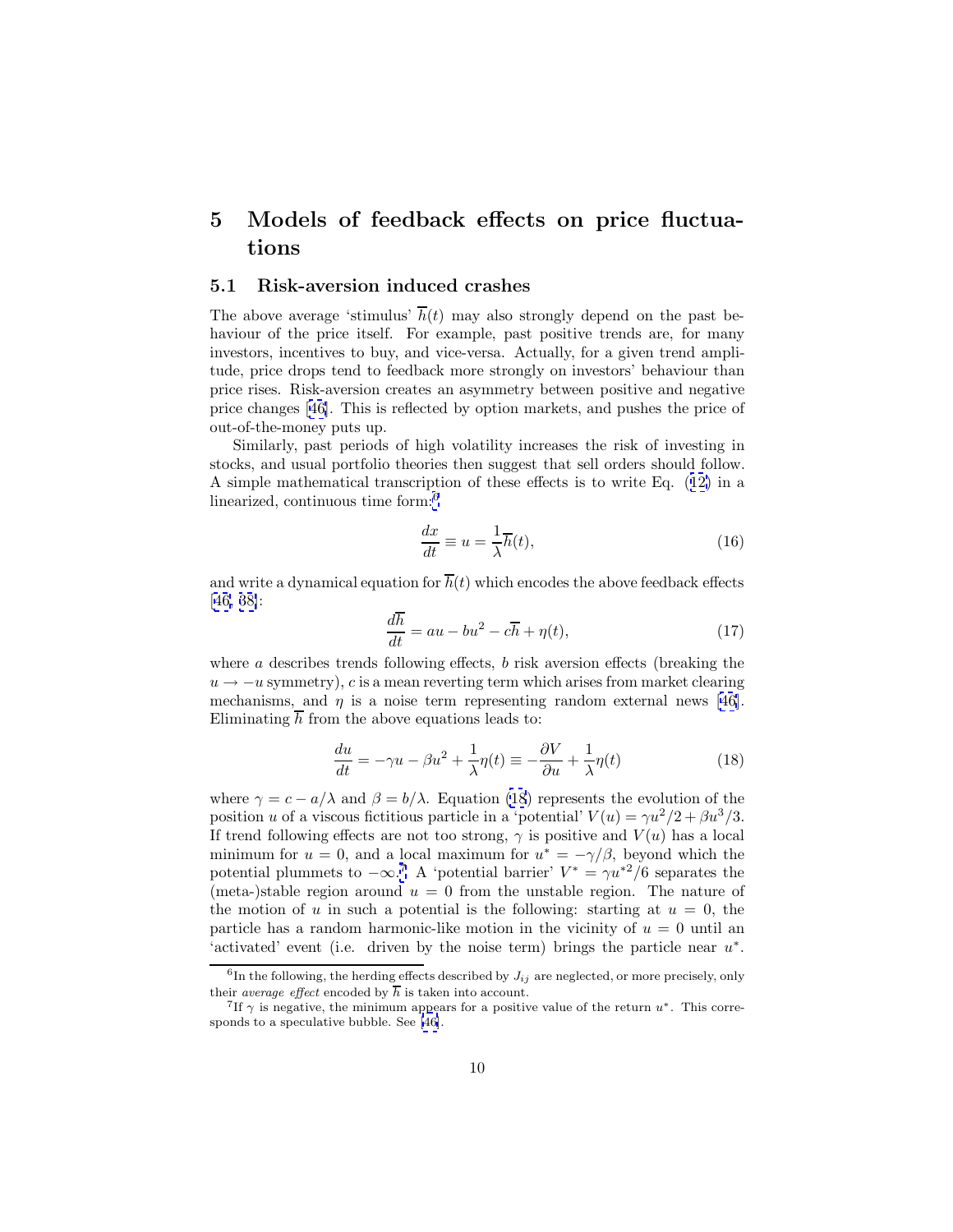# 5 Models of feedback effects on price fluctuations

## 5.1 Risk-aversion induced crashes

The above average 'stimulus' $\overline{h}(t)$ may also strongly depend on the past behaviour of the price itself. For example, past positive trends are, for many investors, incentives to buy, and vice-versa. Actually, for a given trend amplitude, price drops tend to feedback more strongly on investors' behaviour than price rises. Risk-aversion creates an asymmetry between positive and negative price changes [46]. This is reflected by option markets, and pushes the price of out-of-the-money puts up.

Similarly, past periods of high volatility increases the risk of investing in stocks, and usual portfolio theories then suggest that sell orders should follow. A simple mathematical transcription of these effects is to write Eq. (12) in a linearized, continuous time form:[6]

$$\frac{dx}{dt} \equiv u = \frac{1}{\lambda}\overline{h}(t), \tag{16}$$

and write a dynamical equation for $\overline{h}(t)$ which encodes the above feedback effects [46, 38]:

$$\frac{d\overline{h}}{dt} = au - bu^2 - c\overline{h} + \eta(t), \tag{17}$$

where $a$ describes trends following effects, $b$ risk aversion effects (breaking the $u \to -u$ symmetry), $c$ is a mean reverting term which arises from market clearing mechanisms, and $\eta$ is a noise term representing random external news [46]. Eliminating $\overline{h}$ from the above equations leads to:

$$\frac{du}{dt} = -\gamma u - \beta u^2 + \frac{1}{\lambda}\eta(t) \equiv -\frac{\partial V}{\partial u} + \frac{1}{\lambda}\eta(t) \tag{18}$$

where $\gamma = c - a/\lambda$ and $\beta = b/\lambda$. Equation (18) represents the evolution of the position $u$ of a viscous fictitious particle in a 'potential' $V(u) = \gamma u^2/2 + \beta u^3/3$. If trend following effects are not too strong, $\gamma$ is positive and $V(u)$ has a local minimum for $u = 0$, and a local maximum for $u^* = -\gamma/\beta$, beyond which the potential plummets to $-\infty$.[7] A 'potential barrier' $V^* = \gamma u^{*2}/6$ separates the (meta-)stable region around $u = 0$ from the unstable region. The nature of the motion of $u$ in such a potential is the following: starting at $u = 0$, the particle has a random harmonic-like motion in the vicinity of $u = 0$ until an 'activated' event (i.e. driven by the noise term) brings the particle near $u^*$.

[6] In the following, the herding effects described by $J_{ij}$ are neglected, or more precisely, only their *average effect* encoded by $\overline{h}$ is taken into account.

[7] If $\gamma$ is negative, the minimum appears for a positive value of the return $u^*$. This corresponds to a speculative bubble. See [46].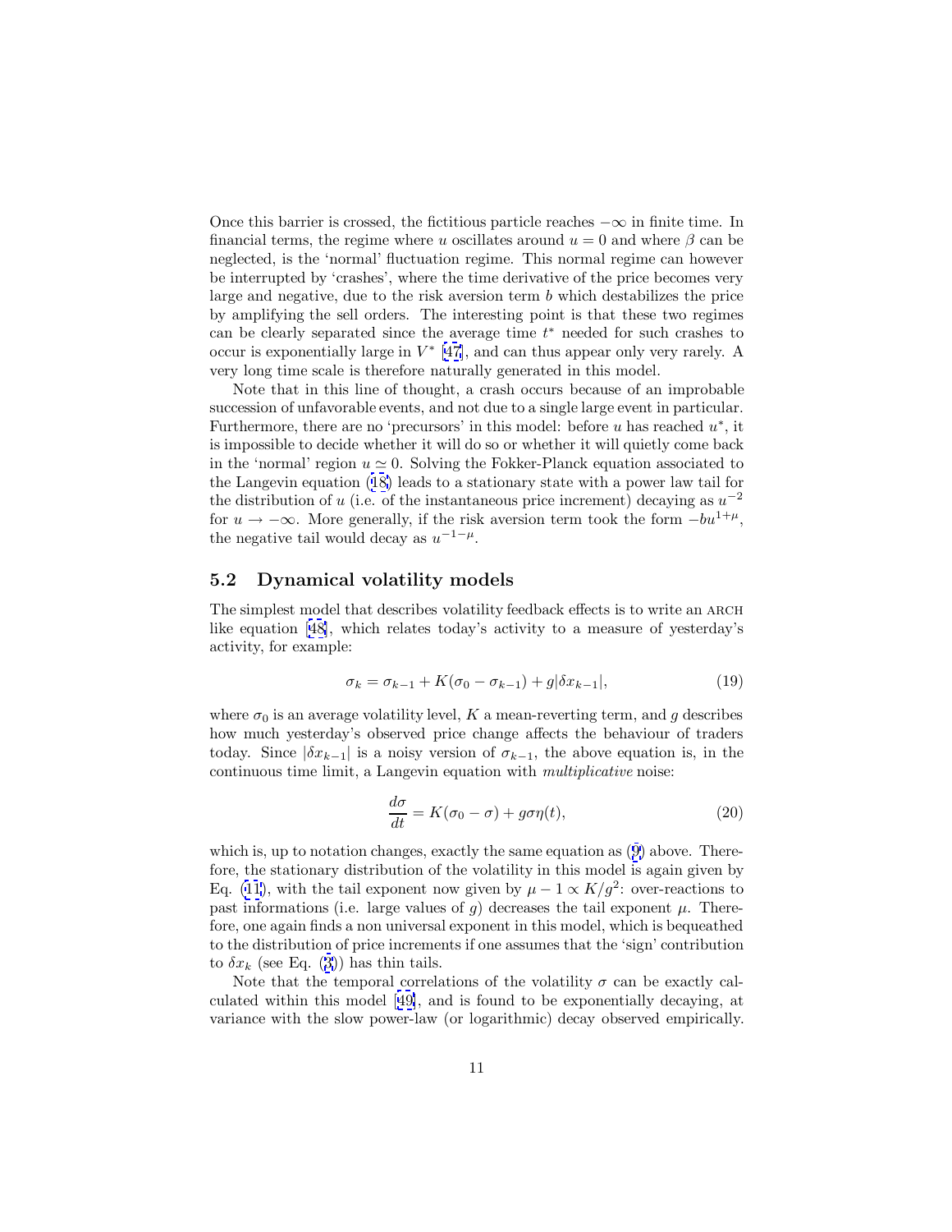Once this barrier is crossed, the fictitious particle reaches $-\infty$ in finite time. In financial terms, the regime where $u$ oscillates around $u = 0$ and where $\beta$ can be neglected, is the 'normal' fluctuation regime. This normal regime can however be interrupted by 'crashes', where the time derivative of the price becomes very large and negative, due to the risk aversion term $b$ which destabilizes the price by amplifying the sell orders. The interesting point is that these two regimes can be clearly separated since the average time $t^*$ needed for such crashes to occur is exponentially large in $V^*$ [47], and can thus appear only very rarely. A very long time scale is therefore naturally generated in this model.

Note that in this line of thought, a crash occurs because of an improbable succession of unfavorable events, and not due to a single large event in particular. Furthermore, there are no 'precursors' in this model: before $u$ has reached $u^*$, it is impossible to decide whether it will do so or whether it will quietly come back in the 'normal' region $u \simeq 0$. Solving the Fokker-Planck equation associated to the Langevin equation (18) leads to a stationary state with a power law tail for the distribution of $u$ (i.e. of the instantaneous price increment) decaying as $u^{-2}$ for $u \to -\infty$. More generally, if the risk aversion term took the form $-bu^{1+\mu}$, the negative tail would decay as $u^{-1-\mu}$.

## 5.2 Dynamical volatility models

The simplest model that describes volatility feedback effects is to write an ARCH like equation [48], which relates today's activity to a measure of yesterday's activity, for example:

$$\sigma_k = \sigma_{k-1} + K(\sigma_0 - \sigma_{k-1}) + g|\delta x_{k-1}|, \tag{19}$$

where $\sigma_0$ is an average volatility level, $K$ a mean-reverting term, and $g$ describes how much yesterday's observed price change affects the behaviour of traders today. Since $|\delta x_{k-1}|$ is a noisy version of $\sigma_{k-1}$, the above equation is, in the continuous time limit, a Langevin equation with *multiplicative* noise:

$$\frac{d\sigma}{dt} = K(\sigma_0 - \sigma) + g\sigma\eta(t), \tag{20}$$

which is, up to notation changes, exactly the same equation as (9) above. Therefore, the stationary distribution of the volatility in this model is again given by Eq. (11), with the tail exponent now given by $\mu - 1 \propto K/g^2$: over-reactions to past informations (i.e. large values of $g$) decreases the tail exponent $\mu$. Therefore, one again finds a non universal exponent in this model, which is bequeathed to the distribution of price increments if one assumes that the 'sign' contribution to $\delta x_k$ (see Eq. (3)) has thin tails.

Note that the temporal correlations of the volatility $\sigma$ can be exactly calculated within this model [49], and is found to be exponentially decaying, at variance with the slow power-law (or logarithmic) decay observed empirically.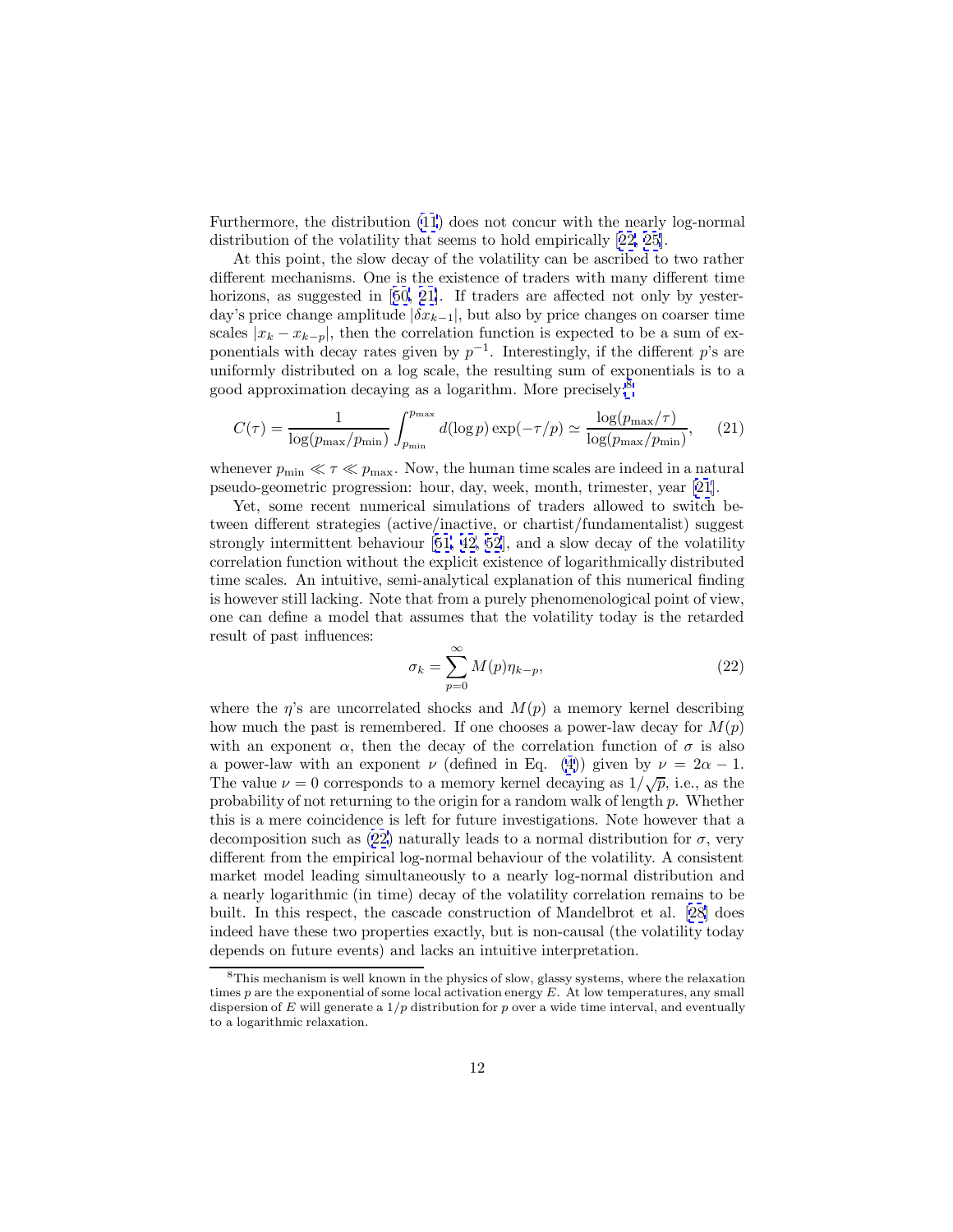Furthermore, the distribution (11) does not concur with the nearly log-normal distribution of the volatility that seems to hold empirically [22, 25].

At this point, the slow decay of the volatility can be ascribed to two rather different mechanisms. One is the existence of traders with many different time horizons, as suggested in [50, 21]. If traders are affected not only by yesterday's price change amplitude $|\delta x_{k-1}|$, but also by price changes on coarser time scales $|x_k - x_{k-p}|$, then the correlation function is expected to be a sum of exponentials with decay rates given by $p^{-1}$. Interestingly, if the different $p$'s are uniformly distributed on a log scale, the resulting sum of exponentials is to a good approximation decaying as a logarithm. More precisely:[8]

$$C(\tau) = \frac{1}{\log(p_{\max}/p_{\min})} \int_{p_{\min}}^{p_{\max}} d(\log p) \exp(-\tau/p) \simeq \frac{\log(p_{\max}/\tau)}{\log(p_{\max}/p_{\min})}, \qquad (21)$$

whenever $p_{\min} \ll \tau \ll p_{\max}$. Now, the human time scales are indeed in a natural pseudo-geometric progression: hour, day, week, month, trimester, year [21].

Yet, some recent numerical simulations of traders allowed to switch between different strategies (active/inactive, or chartist/fundamentalist) suggest strongly intermittent behaviour [51, 42, 52], and a slow decay of the volatility correlation function without the explicit existence of logarithmically distributed time scales. An intuitive, semi-analytical explanation of this numerical finding is however still lacking. Note that from a purely phenomenological point of view, one can define a model that assumes that the volatility today is the retarded result of past influences:

$$\sigma_k = \sum_{p=0}^{\infty} M(p) \eta_{k-p}, \qquad (22)$$

where the $\eta$'s are uncorrelated shocks and $M(p)$ a memory kernel describing how much the past is remembered. If one chooses a power-law decay for $M(p)$ with an exponent $\alpha$, then the decay of the correlation function of $\sigma$ is also a power-law with an exponent $\nu$ (defined in Eq. (4)) given by $\nu = 2\alpha - 1$. The value $\nu = 0$ corresponds to a memory kernel decaying as $1/\sqrt{p}$, i.e., as the probability of not returning to the origin for a random walk of length $p$. Whether this is a mere coincidence is left for future investigations. Note however that a decomposition such as (22) naturally leads to a normal distribution for $\sigma$, very different from the empirical log-normal behaviour of the volatility. A consistent market model leading simultaneously to a nearly log-normal distribution and a nearly logarithmic (in time) decay of the volatility correlation remains to be built. In this respect, the cascade construction of Mandelbrot et al. [28] does indeed have these two properties exactly, but is non-causal (the volatility today depends on future events) and lacks an intuitive interpretation.

[8] This mechanism is well known in the physics of slow, glassy systems, where the relaxation times $p$ are the exponential of some local activation energy $E$. At low temperatures, any small dispersion of $E$ will generate a $1/p$ distribution for $p$ over a wide time interval, and eventually to a logarithmic relaxation.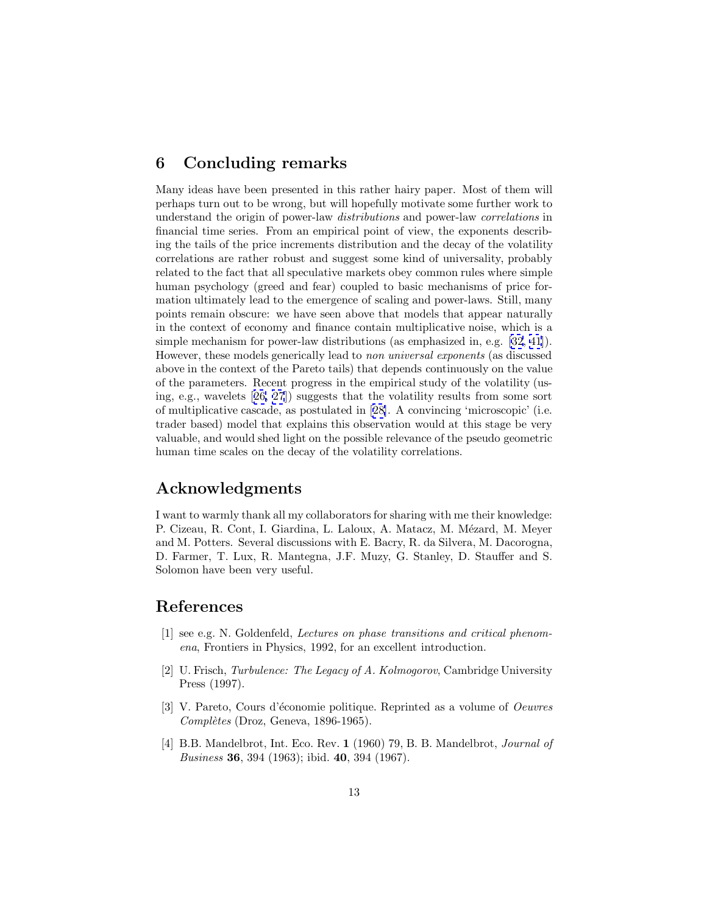## 6 Concluding remarks

Many ideas have been presented in this rather hairy paper. Most of them will perhaps turn out to be wrong, but will hopefully motivate some further work to understand the origin of power-law *distributions* and power-law *correlations* in financial time series. From an empirical point of view, the exponents describing the tails of the price increments distribution and the decay of the volatility correlations are rather robust and suggest some kind of universality, probably related to the fact that all speculative markets obey common rules where simple human psychology (greed and fear) coupled to basic mechanisms of price formation ultimately lead to the emergence of scaling and power-laws. Still, many points remain obscure: we have seen above that models that appear naturally in the context of economy and finance contain multiplicative noise, which is a simple mechanism for power-law distributions (as emphasized in, e.g. [32, 41]). However, these models generically lead to *non universal exponents* (as discussed above in the context of the Pareto tails) that depends continuously on the value of the parameters. Recent progress in the empirical study of the volatility (using, e.g., wavelets [26, 27]) suggests that the volatility results from some sort of multiplicative cascade, as postulated in [28]. A convincing 'microscopic' (i.e. trader based) model that explains this observation would at this stage be very valuable, and would shed light on the possible relevance of the pseudo geometric human time scales on the decay of the volatility correlations.

## Acknowledgments

I want to warmly thank all my collaborators for sharing with me their knowledge: P. Cizeau, R. Cont, I. Giardina, L. Laloux, A. Matacz, M. Mézard, M. Meyer and M. Potters. Several discussions with E. Bacry, R. da Silvera, M. Dacorogna, D. Farmer, T. Lux, R. Mantegna, J.F. Muzy, G. Stanley, D. Stauffer and S. Solomon have been very useful.

## References

[1] see e.g. N. Goldenfeld, *Lectures on phase transitions and critical phenomena*, Frontiers in Physics, 1992, for an excellent introduction.

[2] U. Frisch, *Turbulence: The Legacy of A. Kolmogorov*, Cambridge University Press (1997).

[3] V. Pareto, Cours d'économie politique. Reprinted as a volume of *Oeuvres Complètes* (Droz, Geneva, 1896-1965).

[4] B.B. Mandelbrot, Int. Eco. Rev. **1** (1960) 79, B. B. Mandelbrot, *Journal of Business* **36**, 394 (1963); ibid. **40**, 394 (1967).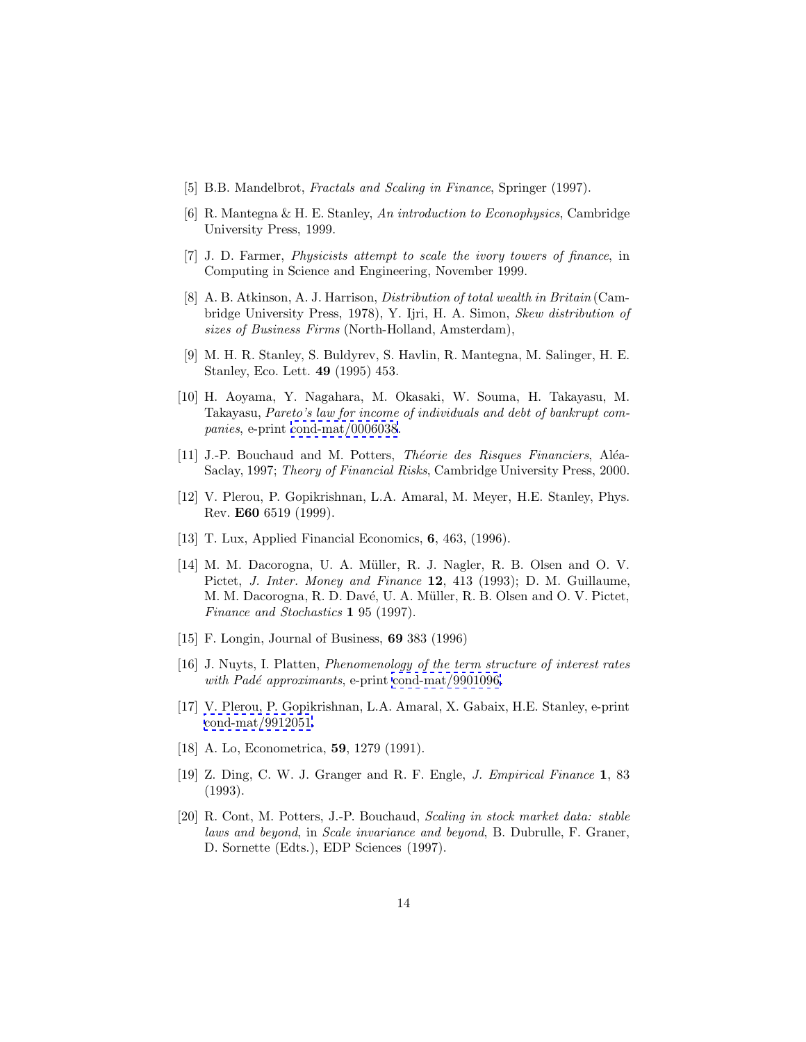[5] B.B. Mandelbrot, *Fractals and Scaling in Finance*, Springer (1997).

[6] R. Mantegna & H. E. Stanley, *An introduction to Econophysics*, Cambridge University Press, 1999.

[7] J. D. Farmer, *Physicists attempt to scale the ivory towers of finance*, in Computing in Science and Engineering, November 1999.

[8] A. B. Atkinson, A. J. Harrison, *Distribution of total wealth in Britain* (Cambridge University Press, 1978), Y. Ijri, H. A. Simon, *Skew distribution of sizes of Business Firms* (North-Holland, Amsterdam),

[9] M. H. R. Stanley, S. Buldyrev, S. Havlin, R. Mantegna, M. Salinger, H. E. Stanley, Eco. Lett. **49** (1995) 453.

[10] H. Aoyama, Y. Nagahara, M. Okasaki, W. Souma, H. Takayasu, M. Takayasu, *Pareto's law for income of individuals and debt of bankrupt companies*, e-print cond-mat/0006038.

[11] J.-P. Bouchaud and M. Potters, *Théorie des Risques Financiers*, Aléa-Saclay, 1997; *Theory of Financial Risks*, Cambridge University Press, 2000.

[12] V. Plerou, P. Gopikrishnan, L.A. Amaral, M. Meyer, H.E. Stanley, Phys. Rev. **E60** 6519 (1999).

[13] T. Lux, Applied Financial Economics, **6**, 463, (1996).

[14] M. M. Dacorogna, U. A. Müller, R. J. Nagler, R. B. Olsen and O. V. Pictet, *J. Inter. Money and Finance* **12**, 413 (1993); D. M. Guillaume, M. M. Dacorogna, R. D. Davé, U. A. Müller, R. B. Olsen and O. V. Pictet, *Finance and Stochastics* **1** 95 (1997).

[15] F. Longin, Journal of Business, **69** 383 (1996)

[16] J. Nuyts, I. Platten, *Phenomenology of the term structure of interest rates with Padé approximants*, e-print cond-mat/9901096.

[17] V. Plerou, P. Gopikrishnan, L.A. Amaral, X. Gabaix, H.E. Stanley, e-print cond-mat/9912051.

[18] A. Lo, Econometrica, **59**, 1279 (1991).

[19] Z. Ding, C. W. J. Granger and R. F. Engle, *J. Empirical Finance* **1**, 83 (1993).

[20] R. Cont, M. Potters, J.-P. Bouchaud, *Scaling in stock market data: stable laws and beyond*, in *Scale invariance and beyond*, B. Dubrulle, F. Graner, D. Sornette (Edts.), EDP Sciences (1997).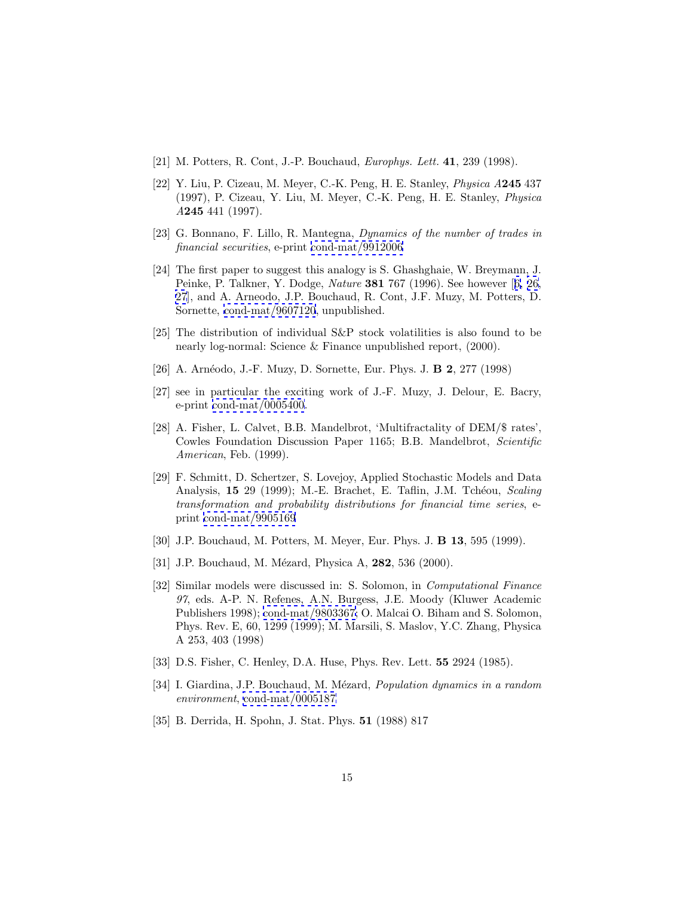[21] M. Potters, R. Cont, J.-P. Bouchaud, *Europhys. Lett.* **41**, 239 (1998).

[22] Y. Liu, P. Cizeau, M. Meyer, C.-K. Peng, H. E. Stanley, *Physica A***245** 437 (1997), P. Cizeau, Y. Liu, M. Meyer, C.-K. Peng, H. E. Stanley, *Physica A***245** 441 (1997).

[23] G. Bonnano, F. Lillo, R. Mantegna, *Dynamics of the number of trades in financial securities*, e-print cond-mat/9912006.

[24] The first paper to suggest this analogy is S. Ghashghaie, W. Breymann, J. Peinke, P. Talkner, Y. Dodge, *Nature* **381** 767 (1996). See however [6, 26, 27], and A. Arneodo, J.P. Bouchaud, R. Cont, J.F. Muzy, M. Potters, D. Sornette, cond-mat/9607120, unpublished.

[25] The distribution of individual S&P stock volatilities is also found to be nearly log-normal: Science & Finance unpublished report, (2000).

[26] A. Arnéodo, J.-F. Muzy, D. Sornette, Eur. Phys. J. **B 2**, 277 (1998)

[27] see in particular the exciting work of J.-F. Muzy, J. Delour, E. Bacry, e-print cond-mat/0005400.

[28] A. Fisher, L. Calvet, B.B. Mandelbrot, 'Multifractality of DEM/$ rates', Cowles Foundation Discussion Paper 1165; B.B. Mandelbrot, *Scientific American*, Feb. (1999).

[29] F. Schmitt, D. Schertzer, S. Lovejoy, Applied Stochastic Models and Data Analysis, **15** 29 (1999); M.-E. Brachet, E. Taflin, J.M. Tchéou, *Scaling transformation and probability distributions for financial time series*, e-print cond-mat/9905169

[30] J.P. Bouchaud, M. Potters, M. Meyer, Eur. Phys. J. **B 13**, 595 (1999).

[31] J.P. Bouchaud, M. Mézard, Physica A, **282**, 536 (2000).

[32] Similar models were discussed in: S. Solomon, in *Computational Finance 97*, eds. A-P. N. Refenes, A.N. Burgess, J.E. Moody (Kluwer Academic Publishers 1998); cond-mat/9803367; O. Malcai O. Biham and S. Solomon, Phys. Rev. E, 60, 1299 (1999); M. Marsili, S. Maslov, Y.C. Zhang, Physica A 253, 403 (1998)

[33] D.S. Fisher, C. Henley, D.A. Huse, Phys. Rev. Lett. **55** 2924 (1985).

[34] I. Giardina, J.P. Bouchaud, M. Mézard, *Population dynamics in a random environment*, cond-mat/0005187

[35] B. Derrida, H. Spohn, J. Stat. Phys. **51** (1988) 817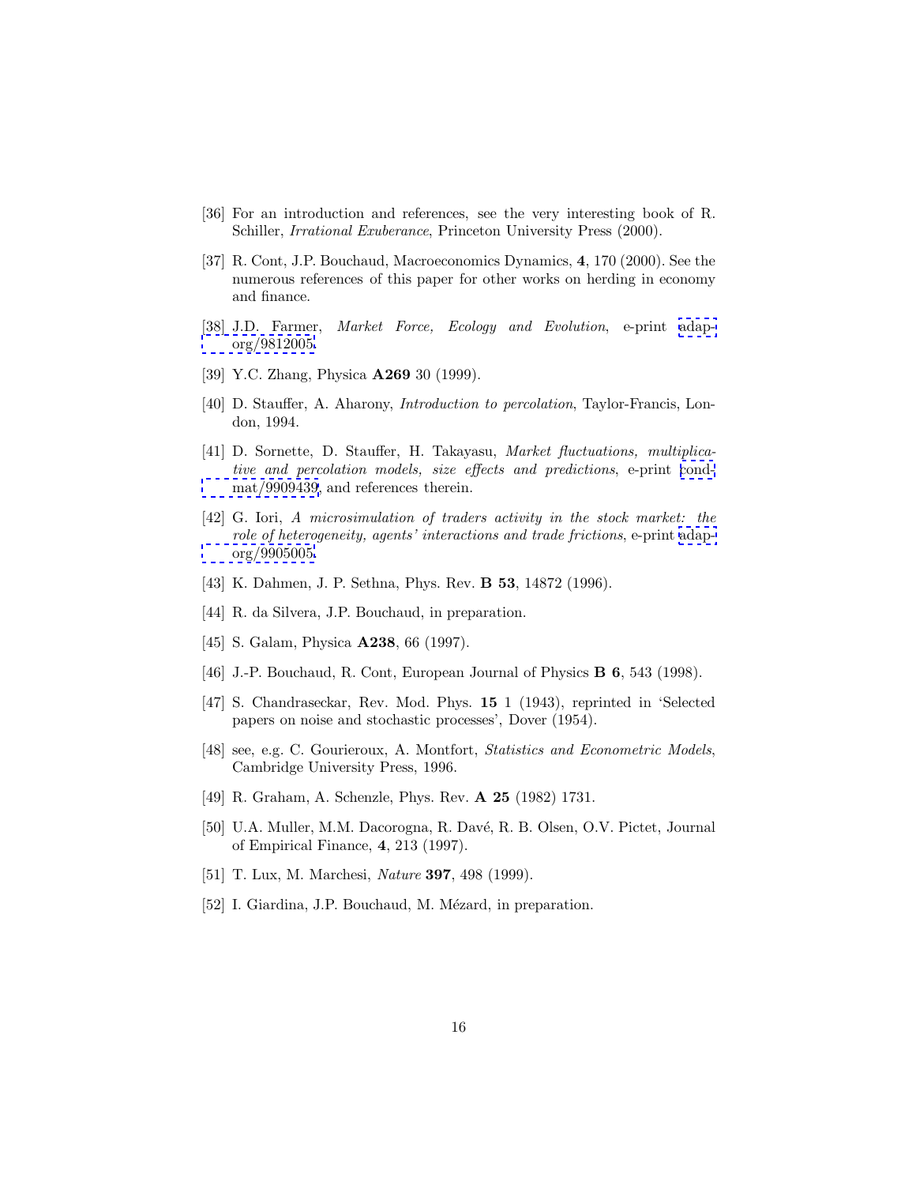[36] For an introduction and references, see the very interesting book of R. Schiller, *Irrational Exuberance*, Princeton University Press (2000).

[37] R. Cont, J.P. Bouchaud, Macroeconomics Dynamics, **4**, 170 (2000). See the numerous references of this paper for other works on herding in economy and finance.

[38] J.D. Farmer, *Market Force, Ecology and Evolution*, e-print adap-org/9812005.

[39] Y.C. Zhang, Physica **A269** 30 (1999).

[40] D. Stauffer, A. Aharony, *Introduction to percolation*, Taylor-Francis, London, 1994.

[41] D. Sornette, D. Stauffer, H. Takayasu, *Market fluctuations, multiplicative and percolation models, size effects and predictions*, e-print cond-mat/9909439, and references therein.

[42] G. Iori, *A microsimulation of traders activity in the stock market: the role of heterogeneity, agents' interactions and trade frictions*, e-print adap-org/9905005.

[43] K. Dahmen, J. P. Sethna, Phys. Rev. **B 53**, 14872 (1996).

[44] R. da Silvera, J.P. Bouchaud, in preparation.

[45] S. Galam, Physica **A238**, 66 (1997).

[46] J.-P. Bouchaud, R. Cont, European Journal of Physics **B 6**, 543 (1998).

[47] S. Chandraseckar, Rev. Mod. Phys. **15** 1 (1943), reprinted in 'Selected papers on noise and stochastic processes', Dover (1954).

[48] see, e.g. C. Gourieroux, A. Montfort, *Statistics and Econometric Models*, Cambridge University Press, 1996.

[49] R. Graham, A. Schenzle, Phys. Rev. **A 25** (1982) 1731.

[50] U.A. Muller, M.M. Dacorogna, R. Davé, R. B. Olsen, O.V. Pictet, Journal of Empirical Finance, **4**, 213 (1997).

[51] T. Lux, M. Marchesi, *Nature* **397**, 498 (1999).

[52] I. Giardina, J.P. Bouchaud, M. Mézard, in preparation.